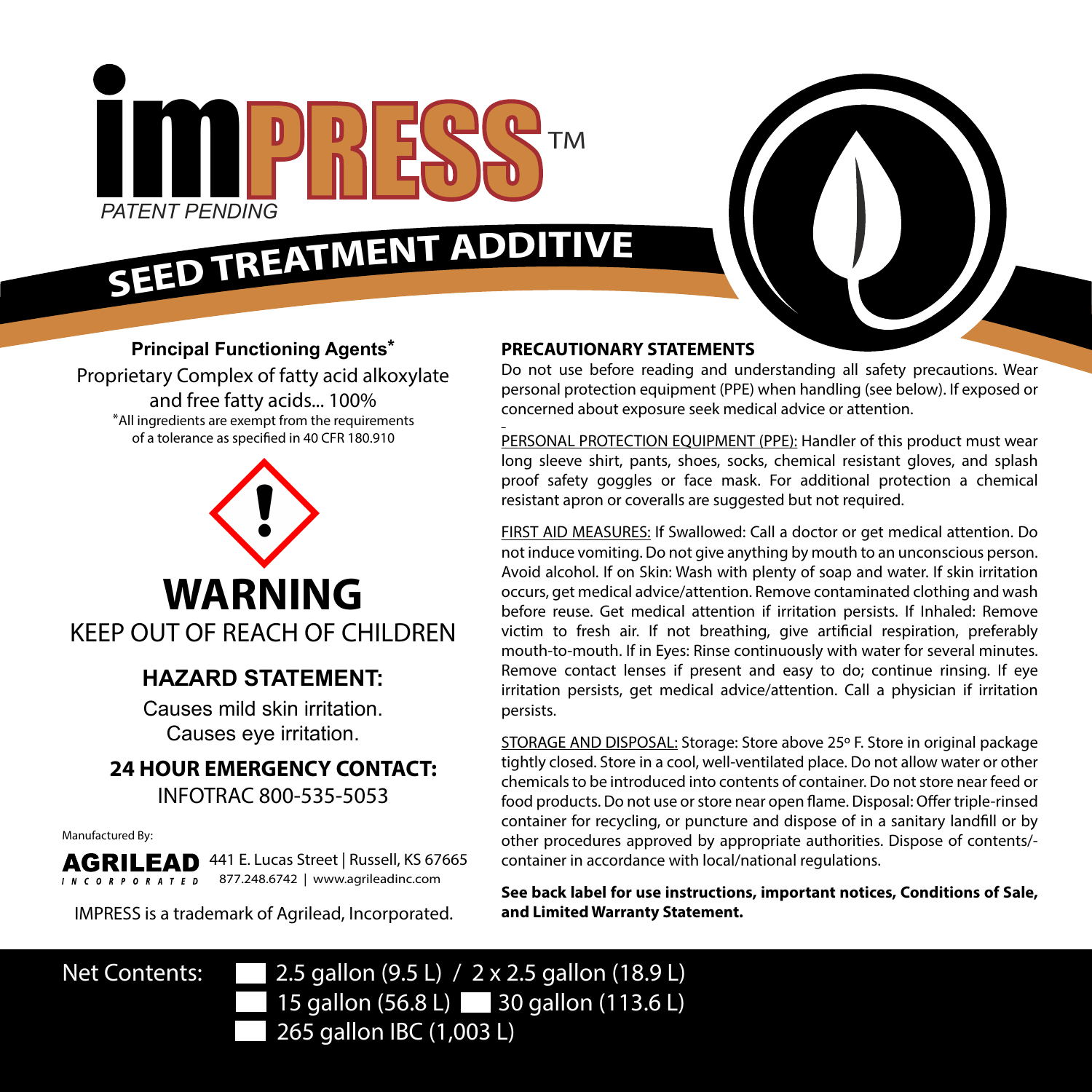# imPRESS™

*PATENT PENDING*

## SEED TREATMENT ADDITIVE

**Principal Functioning Agents***

Proprietary Complex of fatty acid alkoxylate and free fatty acids... 100%

*All ingredients are exempt from the requirements of a tolerance as specified in 40 CFR 180.910

# WARNING

KEEP OUT OF REACH OF CHILDREN

### HAZARD STATEMENT:

Causes mild skin irritation.
Causes eye irritation.

### 24 HOUR EMERGENCY CONTACT:

INFOTRAC 800-535-5053

Manufactured By:

**AGRILEAD** *INCORPORATED* 441 E. Lucas Street | Russell, KS 67665
877.248.6742 | www.agrileadinc.com

IMPRESS is a trademark of Agrilead, Incorporated.

### PRECAUTIONARY STATEMENTS

Do not use before reading and understanding all safety precautions. Wear personal protection equipment (PPE) when handling (see below). If exposed or concerned about exposure seek medical advice or attention.

PERSONAL PROTECTION EQUIPMENT (PPE): Handler of this product must wear long sleeve shirt, pants, shoes, socks, chemical resistant gloves, and splash proof safety goggles or face mask. For additional protection a chemical resistant apron or coveralls are suggested but not required.

FIRST AID MEASURES: If Swallowed: Call a doctor or get medical attention. Do not induce vomiting. Do not give anything by mouth to an unconscious person. Avoid alcohol. If on Skin: Wash with plenty of soap and water. If skin irritation occurs, get medical advice/attention. Remove contaminated clothing and wash before reuse. Get medical attention if irritation persists. If Inhaled: Remove victim to fresh air. If not breathing, give artificial respiration, preferably mouth-to-mouth. If in Eyes: Rinse continuously with water for several minutes. Remove contact lenses if present and easy to do; continue rinsing. If eye irritation persists, get medical advice/attention. Call a physician if irritation persists.

STORAGE AND DISPOSAL: Storage: Store above 25º F. Store in original package tightly closed. Store in a cool, well-ventilated place. Do not allow water or other chemicals to be introduced into contents of container. Do not store near feed or food products. Do not use or store near open flame. Disposal: Offer triple-rinsed container for recycling, or puncture and dispose of in a sanitary landfill or by other procedures approved by appropriate authorities. Dispose of contents/-container in accordance with local/national regulations.

**See back label for use instructions, important notices, Conditions of Sale, and Limited Warranty Statement.**

Net Contents:
- ☐ 2.5 gallon (9.5 L) / 2 x 2.5 gallon (18.9 L)
- ☐ 15 gallon (56.8 L) ☐ 30 gallon (113.6 L)
- ☐ 265 gallon IBC (1,003 L)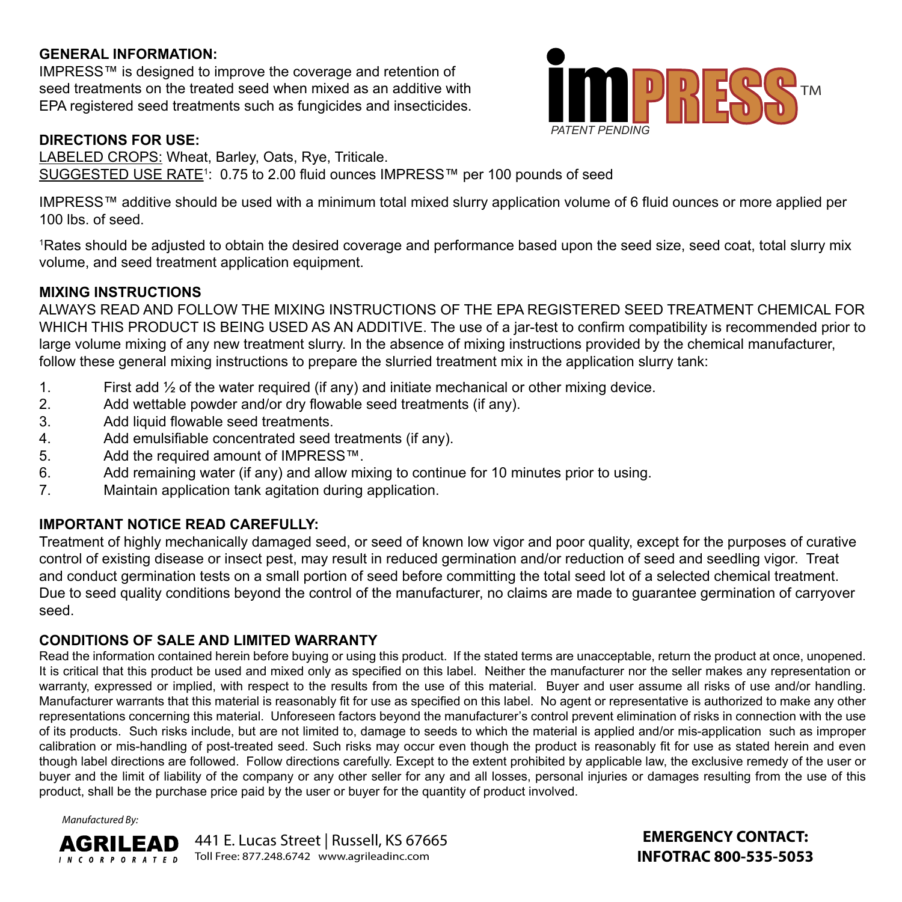**impress**™

*PATENT PENDING*

## GENERAL INFORMATION:

IMPRESS™ is designed to improve the coverage and retention of seed treatments on the treated seed when mixed as an additive with EPA registered seed treatments such as fungicides and insecticides.

## DIRECTIONS FOR USE:

LABELED CROPS: Wheat, Barley, Oats, Rye, Triticale.
SUGGESTED USE RATE[1]: 0.75 to 2.00 fluid ounces IMPRESS™ per 100 pounds of seed

IMPRESS™ additive should be used with a minimum total mixed slurry application volume of 6 fluid ounces or more applied per 100 lbs. of seed.

[1]Rates should be adjusted to obtain the desired coverage and performance based upon the seed size, seed coat, total slurry mix volume, and seed treatment application equipment.

## MIXING INSTRUCTIONS

ALWAYS READ AND FOLLOW THE MIXING INSTRUCTIONS OF THE EPA REGISTERED SEED TREATMENT CHEMICAL FOR WHICH THIS PRODUCT IS BEING USED AS AN ADDITIVE. The use of a jar-test to confirm compatibility is recommended prior to large volume mixing of any new treatment slurry. In the absence of mixing instructions provided by the chemical manufacturer, follow these general mixing instructions to prepare the slurried treatment mix in the application slurry tank:

1. First add ½ of the water required (if any) and initiate mechanical or other mixing device.
2. Add wettable powder and/or dry flowable seed treatments (if any).
3. Add liquid flowable seed treatments.
4. Add emulsifiable concentrated seed treatments (if any).
5. Add the required amount of IMPRESS™.
6. Add remaining water (if any) and allow mixing to continue for 10 minutes prior to using.
7. Maintain application tank agitation during application.

## IMPORTANT NOTICE READ CAREFULLY:

Treatment of highly mechanically damaged seed, or seed of known low vigor and poor quality, except for the purposes of curative control of existing disease or insect pest, may result in reduced germination and/or reduction of seed and seedling vigor. Treat and conduct germination tests on a small portion of seed before committing the total seed lot of a selected chemical treatment. Due to seed quality conditions beyond the control of the manufacturer, no claims are made to guarantee germination of carryover seed.

## CONDITIONS OF SALE AND LIMITED WARRANTY

Read the information contained herein before buying or using this product. If the stated terms are unacceptable, return the product at once, unopened. It is critical that this product be used and mixed only as specified on this label. Neither the manufacturer nor the seller makes any representation or warranty, expressed or implied, with respect to the results from the use of this material. Buyer and user assume all risks of use and/or handling. Manufacturer warrants that this material is reasonably fit for use as specified on this label. No agent or representative is authorized to make any other representations concerning this material. Unforeseen factors beyond the manufacturer's control prevent elimination of risks in connection with the use of its products. Such risks include, but are not limited to, damage to seeds to which the material is applied and/or mis-application such as improper calibration or mis-handling of post-treated seed. Such risks may occur even though the product is reasonably fit for use as stated herein and even though label directions are followed. Follow directions carefully. Except to the extent prohibited by applicable law, the exclusive remedy of the user or buyer and the limit of liability of the company or any other seller for any and all losses, personal injuries or damages resulting from the use of this product, shall be the purchase price paid by the user or buyer for the quantity of product involved.

*Manufactured By:*

**AGRILEAD** INCORPORATED
441 E. Lucas Street | Russell, KS 67665
Toll Free: 877.248.6742 www.agrileadinc.com

**EMERGENCY CONTACT:**
**INFOTRAC 800-535-5053**